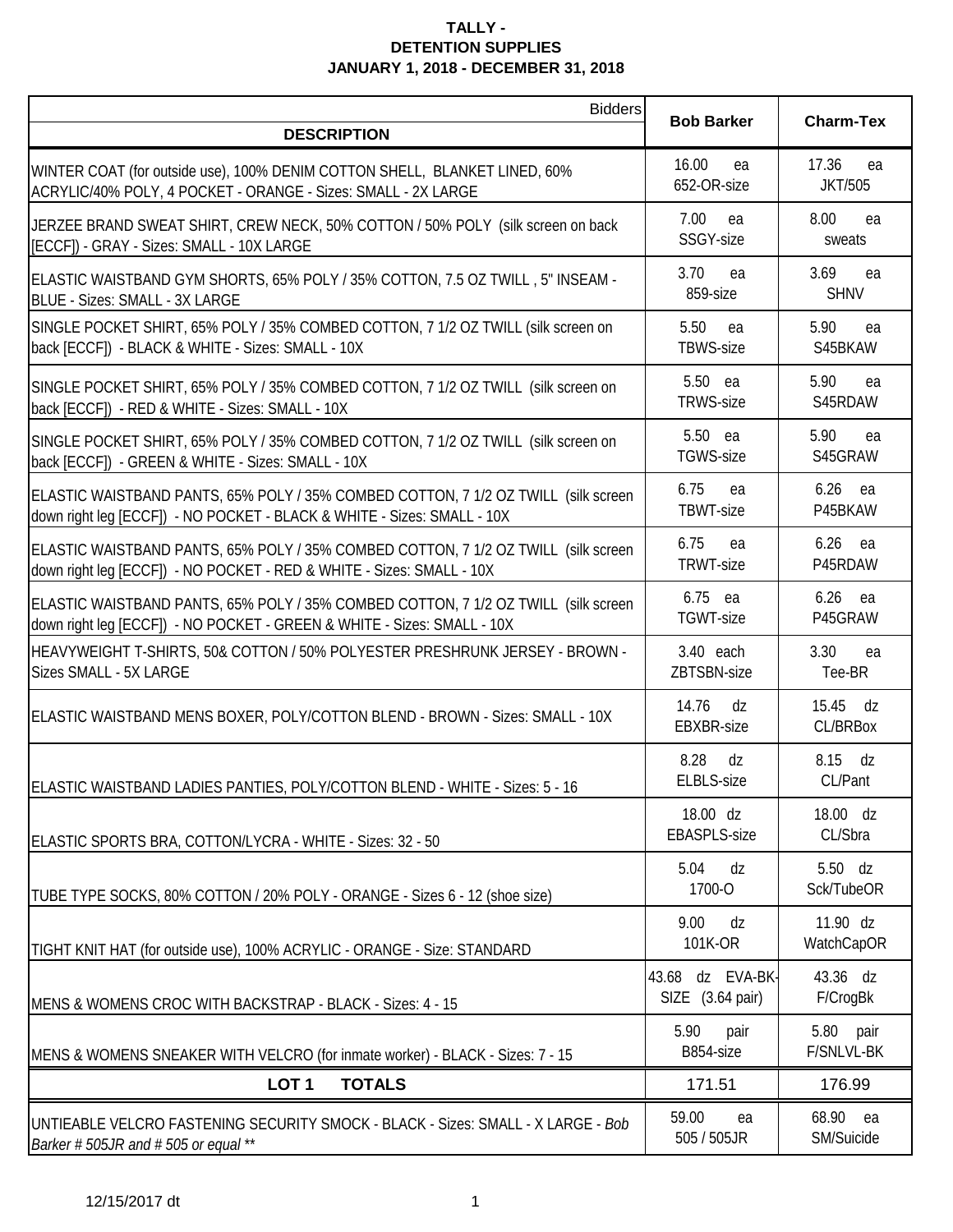**TALLY -**
**DETENTION SUPPLIES**
**JANUARY 1, 2018 - DECEMBER 31, 2018**

| Bidders / **DESCRIPTION** | **Bob Barker** | **Charm-Tex** |
|---|---|---|
| WINTER COAT (for outside use), 100% DENIM COTTON SHELL, BLANKET LINED, 60% ACRYLIC/40% POLY, 4 POCKET - ORANGE - Sizes: SMALL - 2X LARGE | 16.00 ea 652-OR-size | 17.36 ea JKT/505 |
| JERZEE BRAND SWEAT SHIRT, CREW NECK, 50% COTTON / 50% POLY (silk screen on back [ECCF]) - GRAY - Sizes: SMALL - 10X LARGE | 7.00 ea SSGY-size | 8.00 ea sweats |
| ELASTIC WAISTBAND GYM SHORTS, 65% POLY / 35% COTTON, 7.5 OZ TWILL , 5" INSEAM - BLUE - Sizes: SMALL - 3X LARGE | 3.70 ea 859-size | 3.69 ea SHNV |
| SINGLE POCKET SHIRT, 65% POLY / 35% COMBED COTTON, 7 1/2 OZ TWILL (silk screen on back [ECCF]) - BLACK & WHITE - Sizes: SMALL - 10X | 5.50 ea TBWS-size | 5.90 ea S45BKAW |
| SINGLE POCKET SHIRT, 65% POLY / 35% COMBED COTTON, 7 1/2 OZ TWILL (silk screen on back [ECCF]) - RED & WHITE - Sizes: SMALL - 10X | 5.50 ea TRWS-size | 5.90 ea S45RDAW |
| SINGLE POCKET SHIRT, 65% POLY / 35% COMBED COTTON, 7 1/2 OZ TWILL (silk screen on back [ECCF]) - GREEN & WHITE - Sizes: SMALL - 10X | 5.50 ea TGWS-size | 5.90 ea S45GRAW |
| ELASTIC WAISTBAND PANTS, 65% POLY / 35% COMBED COTTON, 7 1/2 OZ TWILL (silk screen down right leg [ECCF]) - NO POCKET - BLACK & WHITE - Sizes: SMALL - 10X | 6.75 ea TBWT-size | 6.26 ea P45BKAW |
| ELASTIC WAISTBAND PANTS, 65% POLY / 35% COMBED COTTON, 7 1/2 OZ TWILL (silk screen down right leg [ECCF]) - NO POCKET - RED & WHITE - Sizes: SMALL - 10X | 6.75 ea TRWT-size | 6.26 ea P45RDAW |
| ELASTIC WAISTBAND PANTS, 65% POLY / 35% COMBED COTTON, 7 1/2 OZ TWILL (silk screen down right leg [ECCF]) - NO POCKET - GREEN & WHITE - Sizes: SMALL - 10X | 6.75 ea TGWT-size | 6.26 ea P45GRAW |
| HEAVYWEIGHT T-SHIRTS, 50& COTTON / 50% POLYESTER PRESHRUNK JERSEY - BROWN - Sizes SMALL - 5X LARGE | 3.40 each ZBTSBN-size | 3.30 ea Tee-BR |
| ELASTIC WAISTBAND MENS BOXER, POLY/COTTON BLEND - BROWN - Sizes: SMALL - 10X | 14.76 dz EBXBR-size | 15.45 dz CL/BRBox |
| ELASTIC WAISTBAND LADIES PANTIES, POLY/COTTON BLEND - WHITE - Sizes: 5 - 16 | 8.28 dz ELBLS-size | 8.15 dz CL/Pant |
| ELASTIC SPORTS BRA, COTTON/LYCRA - WHITE - Sizes: 32 - 50 | 18.00 dz EBASPLS-size | 18.00 dz CL/Sbra |
| TUBE TYPE SOCKS, 80% COTTON / 20% POLY - ORANGE - Sizes 6 - 12 (shoe size) | 5.04 dz 1700-O | 5.50 dz Sck/TubeOR |
| TIGHT KNIT HAT (for outside use), 100% ACRYLIC - ORANGE - Size: STANDARD | 9.00 dz 101K-OR | 11.90 dz WatchCapOR |
| MENS & WOMENS CROC WITH BACKSTRAP - BLACK - Sizes: 4 - 15 | 43.68 dz EVA-BK-SIZE (3.64 pair) | 43.36 dz F/CrogBk |
| MENS & WOMENS SNEAKER WITH VELCRO (for inmate worker) - BLACK - Sizes: 7 - 15 | 5.90 pair B854-size | 5.80 pair F/SNLVL-BK |
| **LOT 1 TOTALS** | 171.51 | 176.99 |
| UNTIEABLE VELCRO FASTENING SECURITY SMOCK - BLACK - Sizes: SMALL - X LARGE - *Bob Barker # 505JR and # 505 or equal \*\** | 59.00 ea 505 / 505JR | 68.90 ea SM/Suicide |

12/15/2017 dt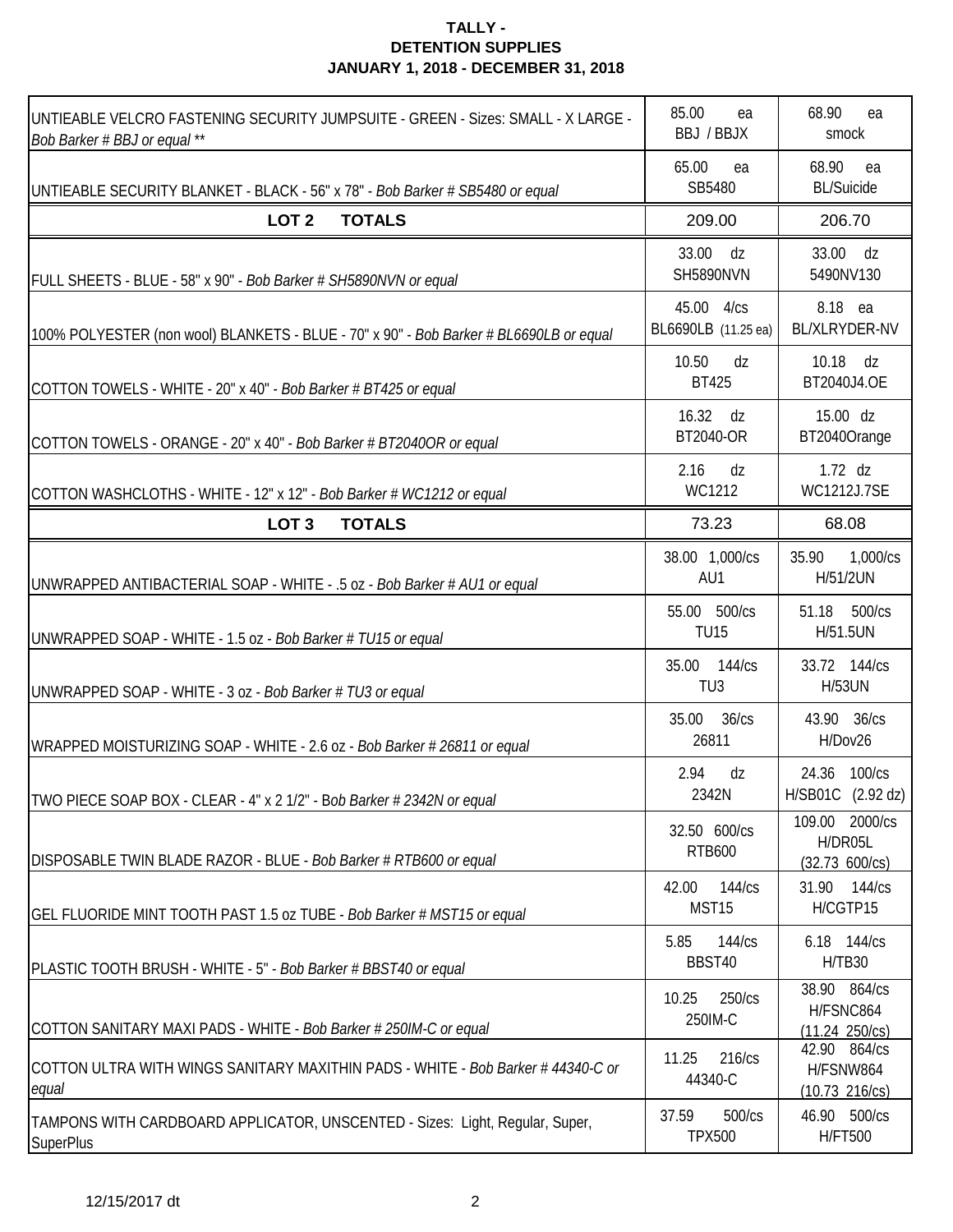**TALLY -**
**DETENTION SUPPLIES**
**JANUARY 1, 2018 - DECEMBER 31, 2018**

| | | |
|---|---|---|
| UNTIEABLE VELCRO FASTENING SECURITY JUMPSUITE - GREEN - Sizes: SMALL - X LARGE - *Bob Barker # BBJ or equal ** * | 85.00 ea<br>BBJ / BBJX | 68.90 ea<br>smock |
| UNTIEABLE SECURITY BLANKET - BLACK - 56" x 78" - *Bob Barker # SB5480 or equal* | 65.00 ea<br>SB5480 | 68.90 ea<br>BL/Suicide |
| **LOT 2 TOTALS** | 209.00 | 206.70 |
| FULL SHEETS - BLUE - 58" x 90" - *Bob Barker # SH5890NVN or equal* | 33.00 dz<br>SH5890NVN | 33.00 dz<br>5490NV130 |
| 100% POLYESTER (non wool) BLANKETS - BLUE - 70" x 90" - *Bob Barker # BL6690LB or equal* | 45.00 4/cs<br>BL6690LB (11.25 ea) | 8.18 ea<br>BL/XLRYDER-NV |
| COTTON TOWELS - WHITE - 20" x 40" - *Bob Barker # BT425 or equal* | 10.50 dz<br>BT425 | 10.18 dz<br>BT2040J4.OE |
| COTTON TOWELS - ORANGE - 20" x 40" - *Bob Barker # BT2040OR or equal* | 16.32 dz<br>BT2040-OR | 15.00 dz<br>BT2040Orange |
| COTTON WASHCLOTHS - WHITE - 12" x 12" - *Bob Barker # WC1212 or equal* | 2.16 dz<br>WC1212 | 1.72 dz<br>WC1212J.7SE |
| **LOT 3 TOTALS** | 73.23 | 68.08 |
| UNWRAPPED ANTIBACTERIAL SOAP - WHITE - .5 oz - *Bob Barker # AU1 or equal* | 38.00 1,000/cs<br>AU1 | 35.90 1,000/cs<br>H/51/2UN |
| UNWRAPPED SOAP - WHITE - 1.5 oz - *Bob Barker # TU15 or equal* | 55.00 500/cs<br>TU15 | 51.18 500/cs<br>H/51.5UN |
| UNWRAPPED SOAP - WHITE - 3 oz - *Bob Barker # TU3 or equal* | 35.00 144/cs<br>TU3 | 33.72 144/cs<br>H/53UN |
| WRAPPED MOISTURIZING SOAP - WHITE - 2.6 oz - *Bob Barker # 26811 or equal* | 35.00 36/cs<br>26811 | 43.90 36/cs<br>H/Dov26 |
| TWO PIECE SOAP BOX - CLEAR - 4" x 2 1/2" - *Bob Barker # 2342N or equal* | 2.94 dz<br>2342N | 24.36 100/cs<br>H/SB01C (2.92 dz) |
| DISPOSABLE TWIN BLADE RAZOR - BLUE - *Bob Barker # RTB600 or equal* | 32.50 600/cs<br>RTB600 | 109.00 2000/cs<br>H/DR05L<br>(32.73 600/cs) |
| GEL FLUORIDE MINT TOOTH PAST 1.5 oz TUBE - *Bob Barker # MST15 or equal* | 42.00 144/cs<br>MST15 | 31.90 144/cs<br>H/CGTP15 |
| PLASTIC TOOTH BRUSH - WHITE - 5" - *Bob Barker # BBST40 or equal* | 5.85 144/cs<br>BBST40 | 6.18 144/cs<br>H/TB30 |
| COTTON SANITARY MAXI PADS - WHITE - *Bob Barker # 250IM-C or equal* | 10.25 250/cs<br>250IM-C | 38.90 864/cs<br>H/FSNC864<br>(11.24 250/cs) |
| COTTON ULTRA WITH WINGS SANITARY MAXITHIN PADS - WHITE - *Bob Barker # 44340-C or equal* | 11.25 216/cs<br>44340-C | 42.90 864/cs<br>H/FSNW864<br>(10.73 216/cs) |
| TAMPONS WITH CARDBOARD APPLICATOR, UNSCENTED - Sizes: Light, Regular, Super, SuperPlus | 37.59 500/cs<br>TPX500 | 46.90 500/cs<br>H/FT500 |

12/15/2017 dt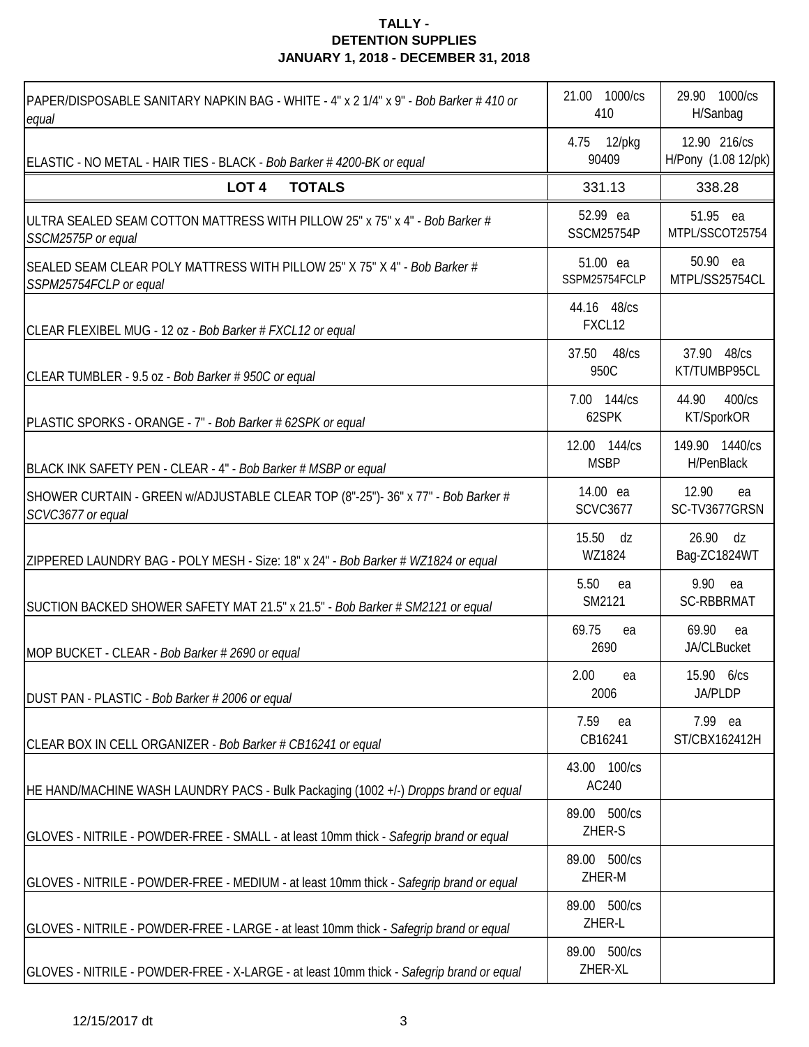**TALLY -**
**DETENTION SUPPLIES**
**JANUARY 1, 2018 - DECEMBER 31, 2018**

| | | |
|---|---|---|
| PAPER/DISPOSABLE SANITARY NAPKIN BAG - WHITE - 4" x 2 1/4" x 9" - *Bob Barker # 410 or equal* | 21.00 1000/cs 410 | 29.90 1000/cs H/Sanbag |
| ELASTIC - NO METAL - HAIR TIES - BLACK - *Bob Barker # 4200-BK or equal* | 4.75 12/pkg 90409 | 12.90 216/cs H/Pony (1.08 12/pk) |
| **LOT 4 TOTALS** | 331.13 | 338.28 |
| ULTRA SEALED SEAM COTTON MATTRESS WITH PILLOW 25" x 75" x 4" - *Bob Barker # SSCM2575P or equal* | 52.99 ea SSCM25754P | 51.95 ea MTPL/SSCOT25754 |
| SEALED SEAM CLEAR POLY MATTRESS WITH PILLOW 25" X 75" X 4" - *Bob Barker # SSPM25754FCLP or equal* | 51.00 ea SSPM25754FCLP | 50.90 ea MTPL/SS25754CL |
| CLEAR FLEXIBEL MUG - 12 oz - *Bob Barker # FXCL12 or equal* | 44.16 48/cs FXCL12 | |
| CLEAR TUMBLER - 9.5 oz - *Bob Barker # 950C or equal* | 37.50 48/cs 950C | 37.90 48/cs KT/TUMBP95CL |
| PLASTIC SPORKS - ORANGE - 7" - *Bob Barker # 62SPK or equal* | 7.00 144/cs 62SPK | 44.90 400/cs KT/SporkOR |
| BLACK INK SAFETY PEN - CLEAR - 4" - *Bob Barker # MSBP or equal* | 12.00 144/cs MSBP | 149.90 1440/cs H/PenBlack |
| SHOWER CURTAIN - GREEN w/ADJUSTABLE CLEAR TOP (8"-25")- 36" x 77" - *Bob Barker # SCVC3677 or equal* | 14.00 ea SCVC3677 | 12.90 ea SC-TV3677GRSN |
| ZIPPERED LAUNDRY BAG - POLY MESH - Size: 18" x 24" - *Bob Barker # WZ1824 or equal* | 15.50 dz WZ1824 | 26.90 dz Bag-ZC1824WT |
| SUCTION BACKED SHOWER SAFETY MAT 21.5" x 21.5" - *Bob Barker # SM2121 or equal* | 5.50 ea SM2121 | 9.90 ea SC-RBBRMAT |
| MOP BUCKET - CLEAR - *Bob Barker # 2690 or equal* | 69.75 ea 2690 | 69.90 ea JA/CLBucket |
| DUST PAN - PLASTIC - *Bob Barker # 2006 or equal* | 2.00 ea 2006 | 15.90 6/cs JA/PLDP |
| CLEAR BOX IN CELL ORGANIZER - *Bob Barker # CB16241 or equal* | 7.59 ea CB16241 | 7.99 ea ST/CBX162412H |
| HE HAND/MACHINE WASH LAUNDRY PACS - Bulk Packaging (1002 +/-) *Dropps brand or equal* | 43.00 100/cs AC240 | |
| GLOVES - NITRILE - POWDER-FREE - SMALL - at least 10mm thick - *Safegrip brand or equal* | 89.00 500/cs ZHER-S | |
| GLOVES - NITRILE - POWDER-FREE - MEDIUM - at least 10mm thick - *Safegrip brand or equal* | 89.00 500/cs ZHER-M | |
| GLOVES - NITRILE - POWDER-FREE - LARGE - at least 10mm thick - *Safegrip brand or equal* | 89.00 500/cs ZHER-L | |
| GLOVES - NITRILE - POWDER-FREE - X-LARGE - at least 10mm thick - *Safegrip brand or equal* | 89.00 500/cs ZHER-XL | |

12/15/2017 dt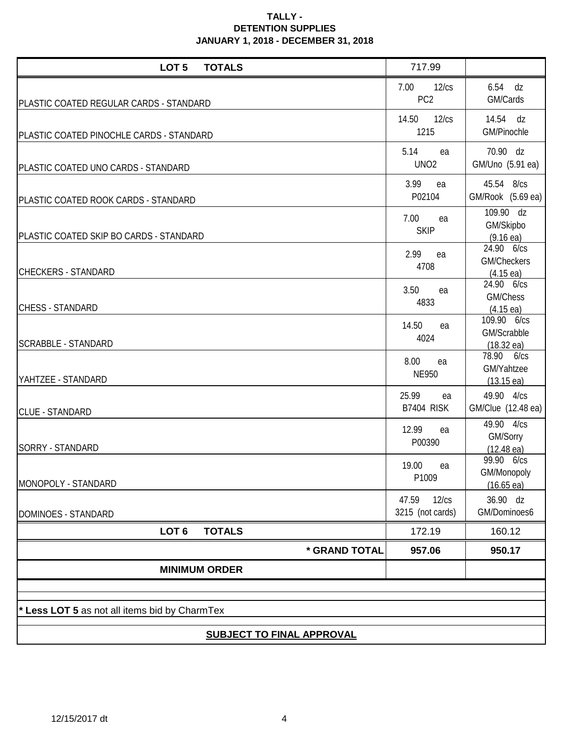**TALLY -**
**DETENTION SUPPLIES**
**JANUARY 1, 2018 - DECEMBER 31, 2018**

| | | |
|---|---|---|
| **LOT 5 TOTALS** | 717.99 | |
| PLASTIC COATED REGULAR CARDS - STANDARD | 7.00 12/cs PC2 | 6.54 dz GM/Cards |
| PLASTIC COATED PINOCHLE CARDS - STANDARD | 14.50 12/cs 1215 | 14.54 dz GM/Pinochle |
| PLASTIC COATED UNO CARDS - STANDARD | 5.14 ea UNO2 | 70.90 dz GM/Uno (5.91 ea) |
| PLASTIC COATED ROOK CARDS - STANDARD | 3.99 ea P02104 | 45.54 8/cs GM/Rook (5.69 ea) |
| PLASTIC COATED SKIP BO CARDS - STANDARD | 7.00 ea SKIP | 109.90 dz GM/Skipbo (9.16 ea) |
| CHECKERS - STANDARD | 2.99 ea 4708 | 24.90 6/cs GM/Checkers (4.15 ea) |
| CHESS - STANDARD | 3.50 ea 4833 | 24.90 6/cs GM/Chess (4.15 ea) |
| SCRABBLE - STANDARD | 14.50 ea 4024 | 109.90 6/cs GM/Scrabble (18.32 ea) |
| YAHTZEE - STANDARD | 8.00 ea NE950 | 78.90 6/cs GM/Yahtzee (13.15 ea) |
| CLUE - STANDARD | 25.99 ea B7404 RISK | 49.90 4/cs GM/Clue (12.48 ea) |
| SORRY - STANDARD | 12.99 ea P00390 | 49.90 4/cs GM/Sorry (12.48 ea) |
| MONOPOLY - STANDARD | 19.00 ea P1009 | 99.90 6/cs GM/Monopoly (16.65 ea) |
| DOMINOES - STANDARD | 47.59 12/cs 3215 (not cards) | 36.90 dz GM/Dominoes6 |
| **LOT 6 TOTALS** | 172.19 | 160.12 |
| **\* GRAND TOTAL** | **957.06** | **950.17** |
| **MINIMUM ORDER** | | |

**\* Less LOT 5** as not all items bid by CharmTex

**SUBJECT TO FINAL APPROVAL**

12/15/2017 dt